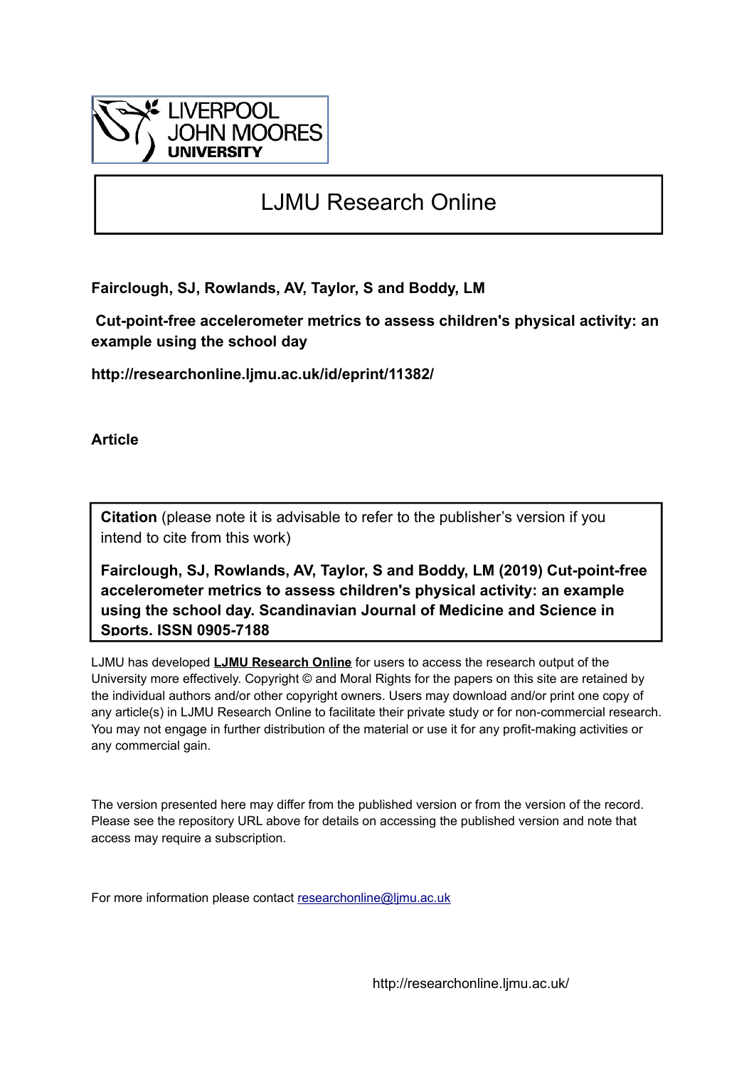LIVERPOOL
JOHN MOORES
UNIVERSITY

# LJMU Research Online

**Fairclough, SJ, Rowlands, AV, Taylor, S and Boddy, LM**

**Cut-point-free accelerometer metrics to assess children's physical activity: an example using the school day**

**http://researchonline.ljmu.ac.uk/id/eprint/11382/**

**Article**

**Citation** (please note it is advisable to refer to the publisher's version if you intend to cite from this work)

**Fairclough, SJ, Rowlands, AV, Taylor, S and Boddy, LM (2019) Cut-point-free accelerometer metrics to assess children's physical activity: an example using the school day. Scandinavian Journal of Medicine and Science in Sports. ISSN 0905-7188**

LJMU has developed **LJMU Research Online** for users to access the research output of the University more effectively. Copyright © and Moral Rights for the papers on this site are retained by the individual authors and/or other copyright owners. Users may download and/or print one copy of any article(s) in LJMU Research Online to facilitate their private study or for non-commercial research. You may not engage in further distribution of the material or use it for any profit-making activities or any commercial gain.

The version presented here may differ from the published version or from the version of the record. Please see the repository URL above for details on accessing the published version and note that access may require a subscription.

For more information please contact researchonline@ljmu.ac.uk

http://researchonline.ljmu.ac.uk/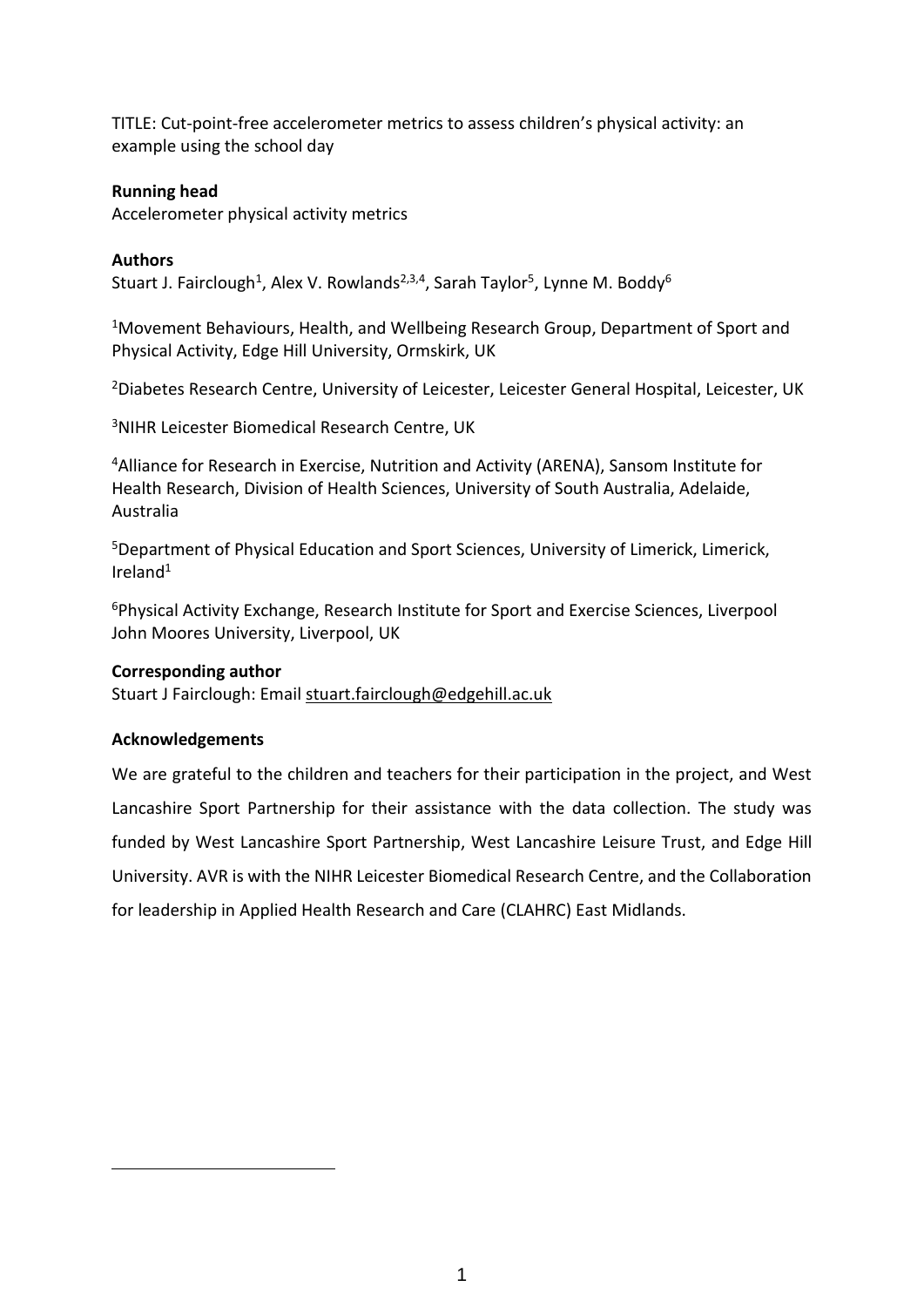TITLE: Cut-point-free accelerometer metrics to assess children's physical activity: an example using the school day

**Running head**

Accelerometer physical activity metrics

**Authors**

Stuart J. Fairclough[1], Alex V. Rowlands[2,3,4], Sarah Taylor[5], Lynne M. Boddy[6]

[1]Movement Behaviours, Health, and Wellbeing Research Group, Department of Sport and Physical Activity, Edge Hill University, Ormskirk, UK

[2]Diabetes Research Centre, University of Leicester, Leicester General Hospital, Leicester, UK

[3]NIHR Leicester Biomedical Research Centre, UK

[4]Alliance for Research in Exercise, Nutrition and Activity (ARENA), Sansom Institute for Health Research, Division of Health Sciences, University of South Australia, Adelaide, Australia

[5]Department of Physical Education and Sport Sciences, University of Limerick, Limerick, Ireland[1]

[6]Physical Activity Exchange, Research Institute for Sport and Exercise Sciences, Liverpool John Moores University, Liverpool, UK

**Corresponding author**

Stuart J Fairclough: Email stuart.fairclough@edgehill.ac.uk

**Acknowledgements**

We are grateful to the children and teachers for their participation in the project, and West Lancashire Sport Partnership for their assistance with the data collection. The study was funded by West Lancashire Sport Partnership, West Lancashire Leisure Trust, and Edge Hill University. AVR is with the NIHR Leicester Biomedical Research Centre, and the Collaboration for leadership in Applied Health Research and Care (CLAHRC) East Midlands.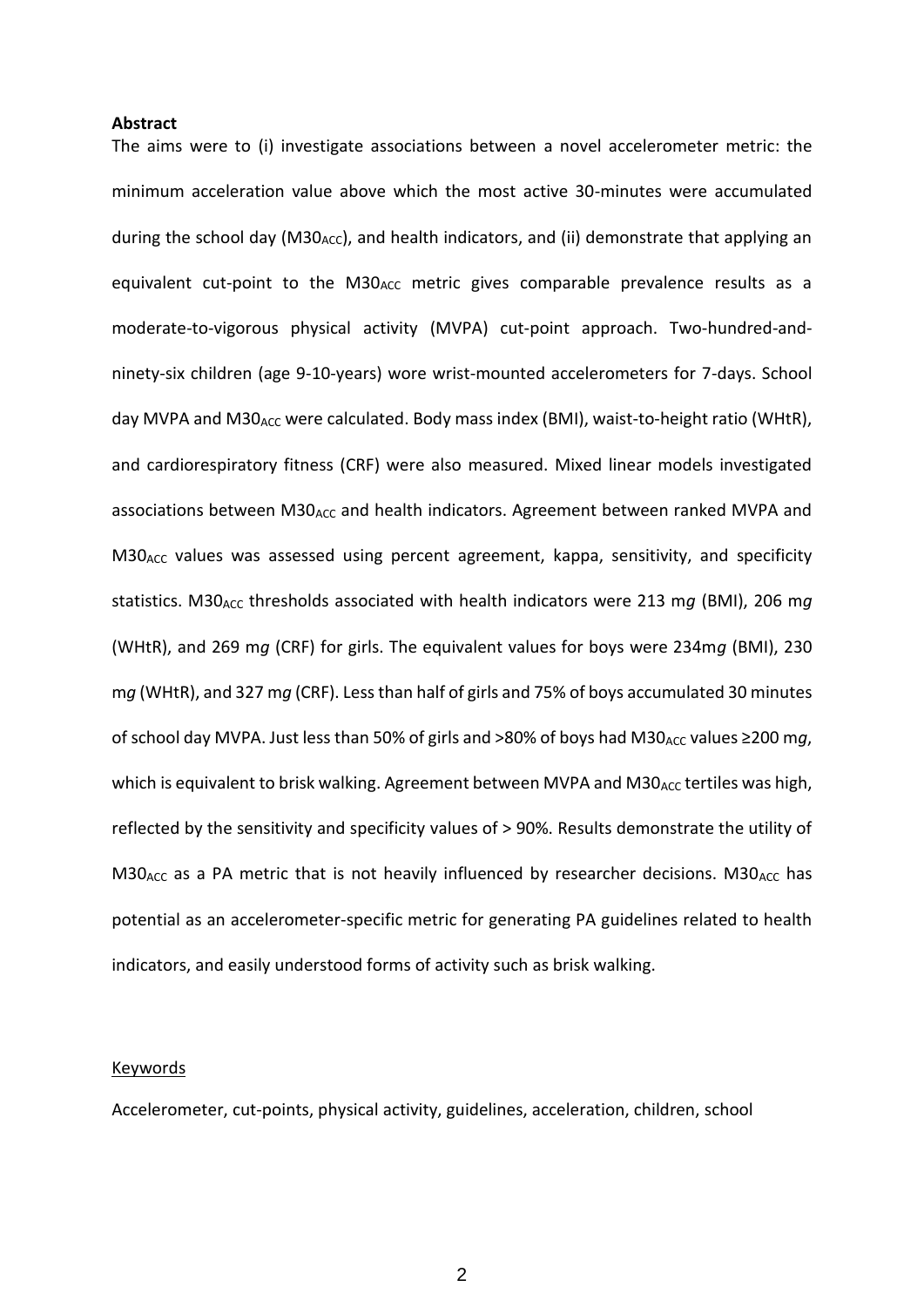**Abstract**

The aims were to (i) investigate associations between a novel accelerometer metric: the minimum acceleration value above which the most active 30-minutes were accumulated during the school day ($M30_{ACC}$), and health indicators, and (ii) demonstrate that applying an equivalent cut-point to the $M30_{ACC}$ metric gives comparable prevalence results as a moderate-to-vigorous physical activity (MVPA) cut-point approach. Two-hundred-and-ninety-six children (age 9-10-years) wore wrist-mounted accelerometers for 7-days. School day MVPA and $M30_{ACC}$ were calculated. Body mass index (BMI), waist-to-height ratio (WHtR), and cardiorespiratory fitness (CRF) were also measured. Mixed linear models investigated associations between $M30_{ACC}$ and health indicators. Agreement between ranked MVPA and $M30_{ACC}$ values was assessed using percent agreement, kappa, sensitivity, and specificity statistics. $M30_{ACC}$ thresholds associated with health indicators were 213 m*g* (BMI), 206 m*g* (WHtR), and 269 m*g* (CRF) for girls. The equivalent values for boys were 234m*g* (BMI), 230 m*g* (WHtR), and 327 m*g* (CRF). Less than half of girls and 75% of boys accumulated 30 minutes of school day MVPA. Just less than 50% of girls and >80% of boys had $M30_{ACC}$ values ≥200 m*g*, which is equivalent to brisk walking. Agreement between MVPA and $M30_{ACC}$ tertiles was high, reflected by the sensitivity and specificity values of > 90%. Results demonstrate the utility of $M30_{ACC}$ as a PA metric that is not heavily influenced by researcher decisions. $M30_{ACC}$ has potential as an accelerometer-specific metric for generating PA guidelines related to health indicators, and easily understood forms of activity such as brisk walking.

Keywords

Accelerometer, cut-points, physical activity, guidelines, acceleration, children, school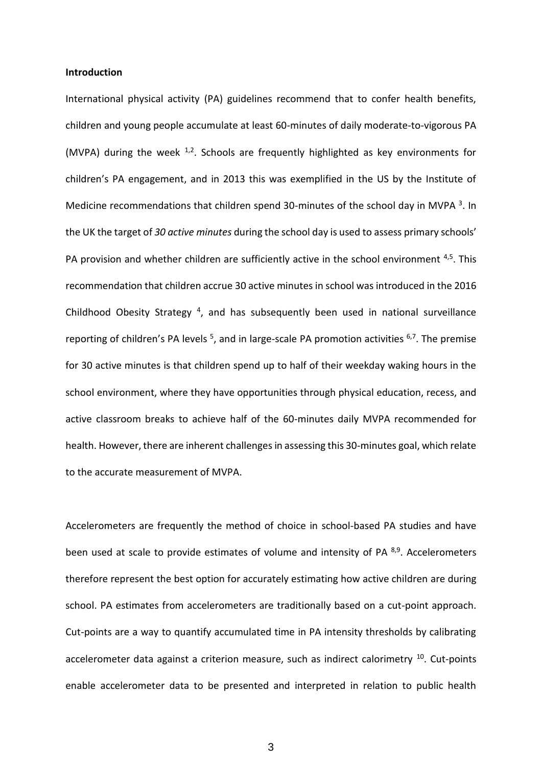**Introduction**

International physical activity (PA) guidelines recommend that to confer health benefits, children and young people accumulate at least 60-minutes of daily moderate-to-vigorous PA (MVPA) during the week [1,2]. Schools are frequently highlighted as key environments for children's PA engagement, and in 2013 this was exemplified in the US by the Institute of Medicine recommendations that children spend 30-minutes of the school day in MVPA [3]. In the UK the target of *30 active minutes* during the school day is used to assess primary schools' PA provision and whether children are sufficiently active in the school environment [4,5]. This recommendation that children accrue 30 active minutes in school was introduced in the 2016 Childhood Obesity Strategy [4], and has subsequently been used in national surveillance reporting of children's PA levels [5], and in large-scale PA promotion activities [6,7]. The premise for 30 active minutes is that children spend up to half of their weekday waking hours in the school environment, where they have opportunities through physical education, recess, and active classroom breaks to achieve half of the 60-minutes daily MVPA recommended for health. However, there are inherent challenges in assessing this 30-minutes goal, which relate to the accurate measurement of MVPA.

Accelerometers are frequently the method of choice in school-based PA studies and have been used at scale to provide estimates of volume and intensity of PA [8,9]. Accelerometers therefore represent the best option for accurately estimating how active children are during school. PA estimates from accelerometers are traditionally based on a cut-point approach. Cut-points are a way to quantify accumulated time in PA intensity thresholds by calibrating accelerometer data against a criterion measure, such as indirect calorimetry [10]. Cut-points enable accelerometer data to be presented and interpreted in relation to public health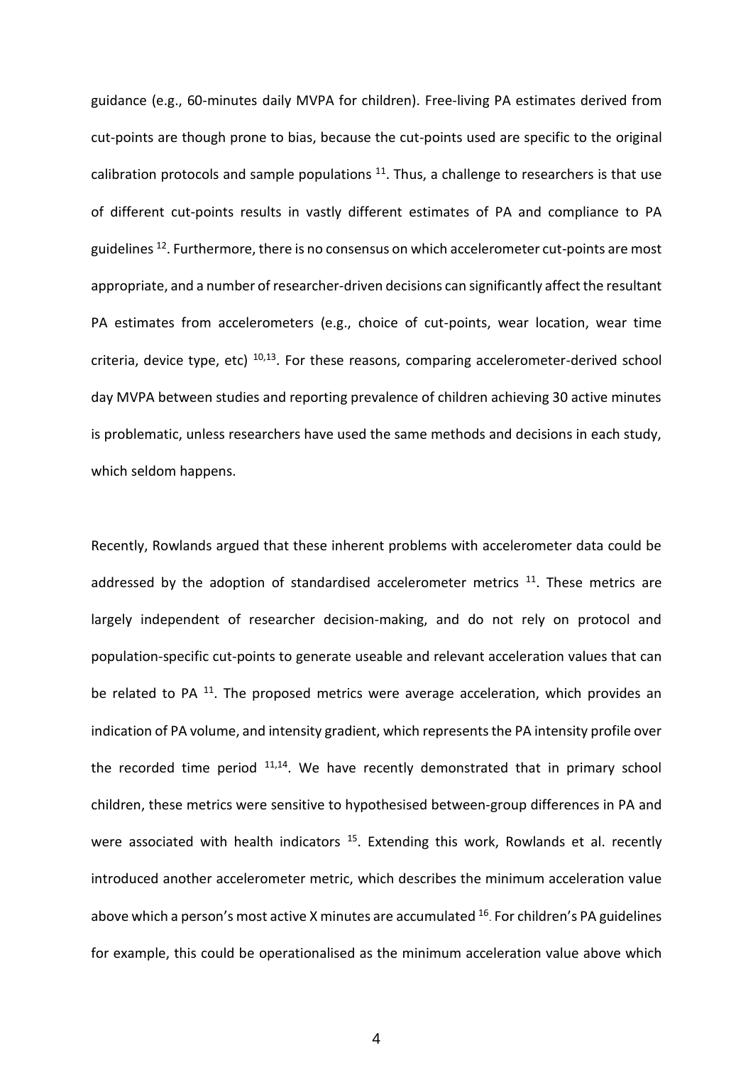guidance (e.g., 60-minutes daily MVPA for children). Free-living PA estimates derived from cut-points are though prone to bias, because the cut-points used are specific to the original calibration protocols and sample populations [11]. Thus, a challenge to researchers is that use of different cut-points results in vastly different estimates of PA and compliance to PA guidelines [12]. Furthermore, there is no consensus on which accelerometer cut-points are most appropriate, and a number of researcher-driven decisions can significantly affect the resultant PA estimates from accelerometers (e.g., choice of cut-points, wear location, wear time criteria, device type, etc) [10,13]. For these reasons, comparing accelerometer-derived school day MVPA between studies and reporting prevalence of children achieving 30 active minutes is problematic, unless researchers have used the same methods and decisions in each study, which seldom happens.

Recently, Rowlands argued that these inherent problems with accelerometer data could be addressed by the adoption of standardised accelerometer metrics [11]. These metrics are largely independent of researcher decision-making, and do not rely on protocol and population-specific cut-points to generate useable and relevant acceleration values that can be related to PA [11]. The proposed metrics were average acceleration, which provides an indication of PA volume, and intensity gradient, which represents the PA intensity profile over the recorded time period [11,14]. We have recently demonstrated that in primary school children, these metrics were sensitive to hypothesised between-group differences in PA and were associated with health indicators [15]. Extending this work, Rowlands et al. recently introduced another accelerometer metric, which describes the minimum acceleration value above which a person's most active X minutes are accumulated [16]. For children's PA guidelines for example, this could be operationalised as the minimum acceleration value above which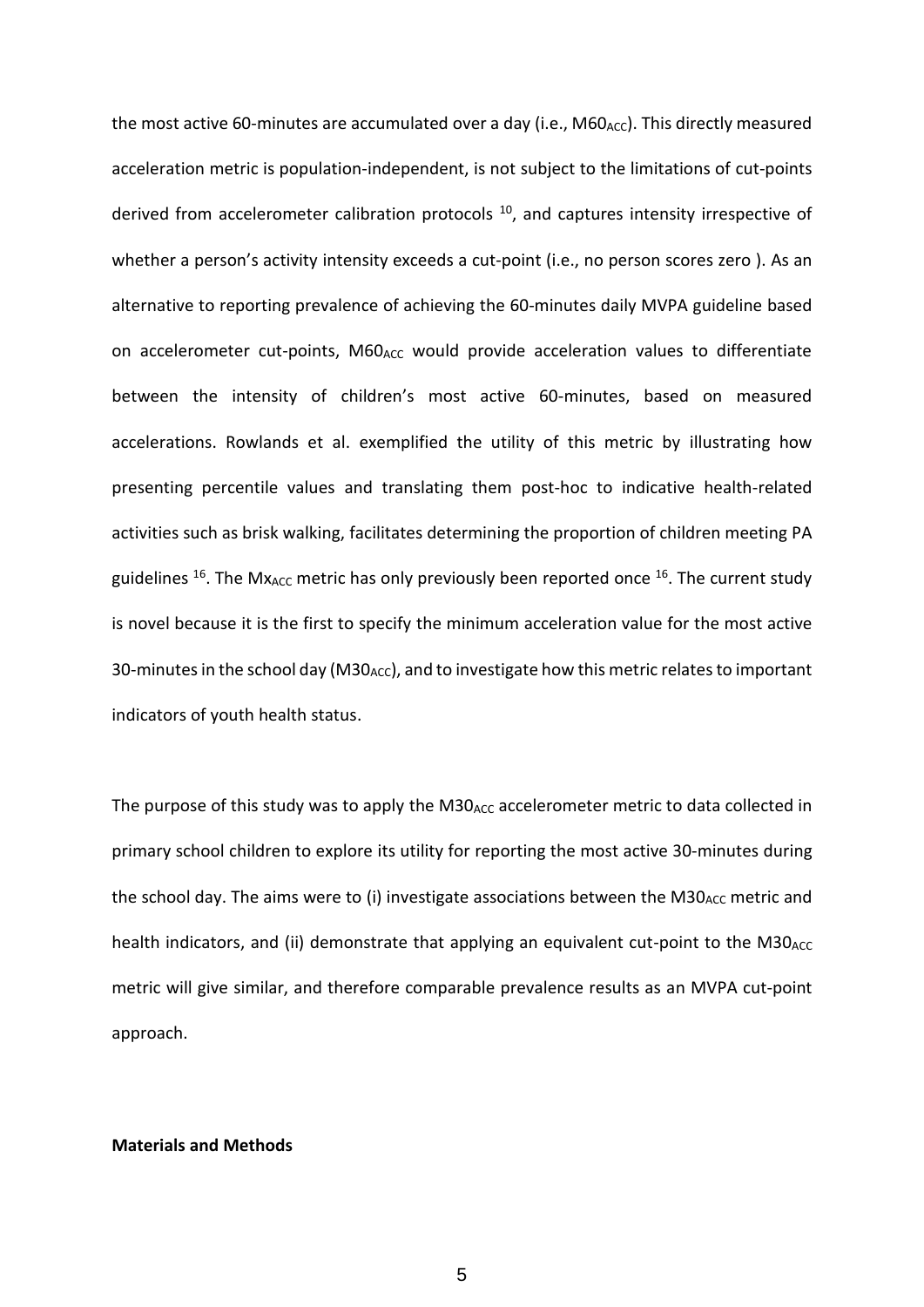the most active 60-minutes are accumulated over a day (i.e., $M60_{ACC}$). This directly measured acceleration metric is population-independent, is not subject to the limitations of cut-points derived from accelerometer calibration protocols [10], and captures intensity irrespective of whether a person's activity intensity exceeds a cut-point (i.e., no person scores zero ). As an alternative to reporting prevalence of achieving the 60-minutes daily MVPA guideline based on accelerometer cut-points, $M60_{ACC}$ would provide acceleration values to differentiate between the intensity of children's most active 60-minutes, based on measured accelerations. Rowlands et al. exemplified the utility of this metric by illustrating how presenting percentile values and translating them post-hoc to indicative health-related activities such as brisk walking, facilitates determining the proportion of children meeting PA guidelines [16]. The $Mx_{ACC}$ metric has only previously been reported once [16]. The current study is novel because it is the first to specify the minimum acceleration value for the most active 30-minutes in the school day ($M30_{ACC}$), and to investigate how this metric relates to important indicators of youth health status.

The purpose of this study was to apply the $M30_{ACC}$ accelerometer metric to data collected in primary school children to explore its utility for reporting the most active 30-minutes during the school day. The aims were to (i) investigate associations between the $M30_{ACC}$ metric and health indicators, and (ii) demonstrate that applying an equivalent cut-point to the $M30_{ACC}$ metric will give similar, and therefore comparable prevalence results as an MVPA cut-point approach.

**Materials and Methods**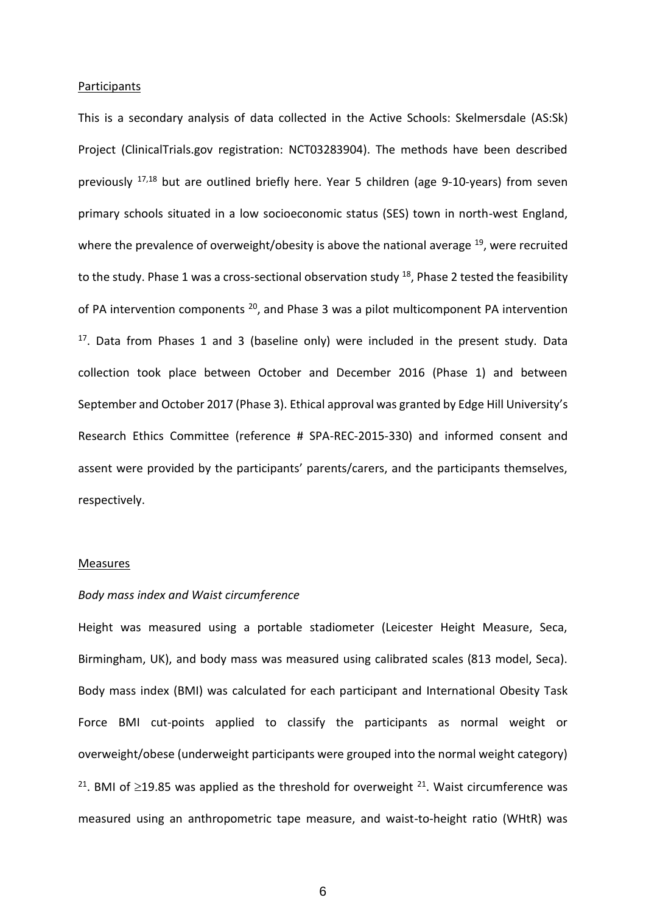Participants

This is a secondary analysis of data collected in the Active Schools: Skelmersdale (AS:Sk) Project (ClinicalTrials.gov registration: NCT03283904). The methods have been described previously [17,18] but are outlined briefly here. Year 5 children (age 9-10-years) from seven primary schools situated in a low socioeconomic status (SES) town in north-west England, where the prevalence of overweight/obesity is above the national average [19], were recruited to the study. Phase 1 was a cross-sectional observation study [18], Phase 2 tested the feasibility of PA intervention components [20], and Phase 3 was a pilot multicomponent PA intervention [17]. Data from Phases 1 and 3 (baseline only) were included in the present study. Data collection took place between October and December 2016 (Phase 1) and between September and October 2017 (Phase 3). Ethical approval was granted by Edge Hill University's Research Ethics Committee (reference # SPA-REC-2015-330) and informed consent and assent were provided by the participants' parents/carers, and the participants themselves, respectively.

Measures

*Body mass index and Waist circumference*

Height was measured using a portable stadiometer (Leicester Height Measure, Seca, Birmingham, UK), and body mass was measured using calibrated scales (813 model, Seca). Body mass index (BMI) was calculated for each participant and International Obesity Task Force BMI cut-points applied to classify the participants as normal weight or overweight/obese (underweight participants were grouped into the normal weight category) [21]. BMI of $\geq$19.85 was applied as the threshold for overweight [21]. Waist circumference was measured using an anthropometric tape measure, and waist-to-height ratio (WHtR) was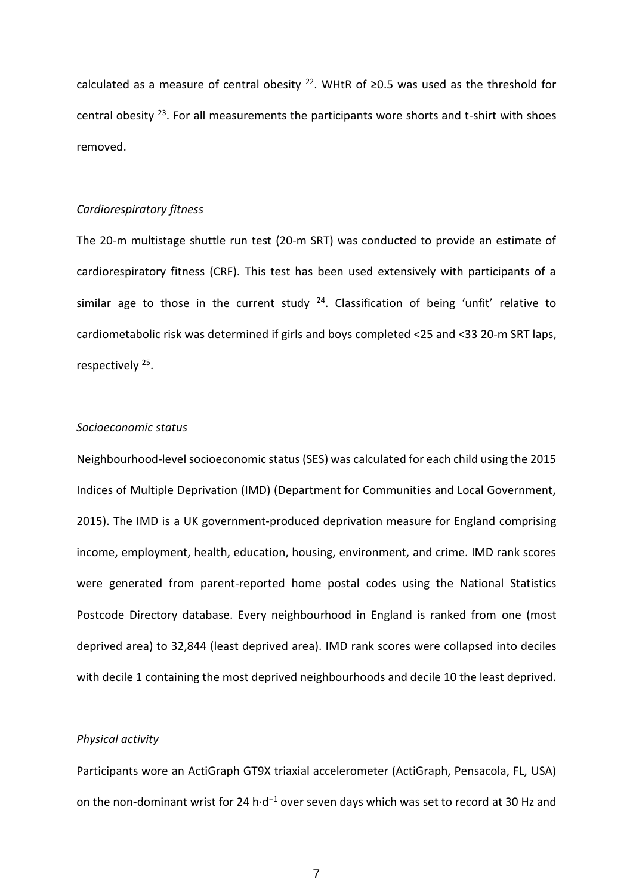calculated as a measure of central obesity [22]. WHtR of ≥0.5 was used as the threshold for central obesity [23]. For all measurements the participants wore shorts and t-shirt with shoes removed.

*Cardiorespiratory fitness*

The 20-m multistage shuttle run test (20-m SRT) was conducted to provide an estimate of cardiorespiratory fitness (CRF). This test has been used extensively with participants of a similar age to those in the current study [24]. Classification of being 'unfit' relative to cardiometabolic risk was determined if girls and boys completed <25 and <33 20-m SRT laps, respectively [25].

*Socioeconomic status*

Neighbourhood-level socioeconomic status (SES) was calculated for each child using the 2015 Indices of Multiple Deprivation (IMD) (Department for Communities and Local Government, 2015). The IMD is a UK government-produced deprivation measure for England comprising income, employment, health, education, housing, environment, and crime. IMD rank scores were generated from parent-reported home postal codes using the National Statistics Postcode Directory database. Every neighbourhood in England is ranked from one (most deprived area) to 32,844 (least deprived area). IMD rank scores were collapsed into deciles with decile 1 containing the most deprived neighbourhoods and decile 10 the least deprived.

*Physical activity*

Participants wore an ActiGraph GT9X triaxial accelerometer (ActiGraph, Pensacola, FL, USA) on the non-dominant wrist for 24 $h{\cdot}d^{-1}$ over seven days which was set to record at 30 Hz and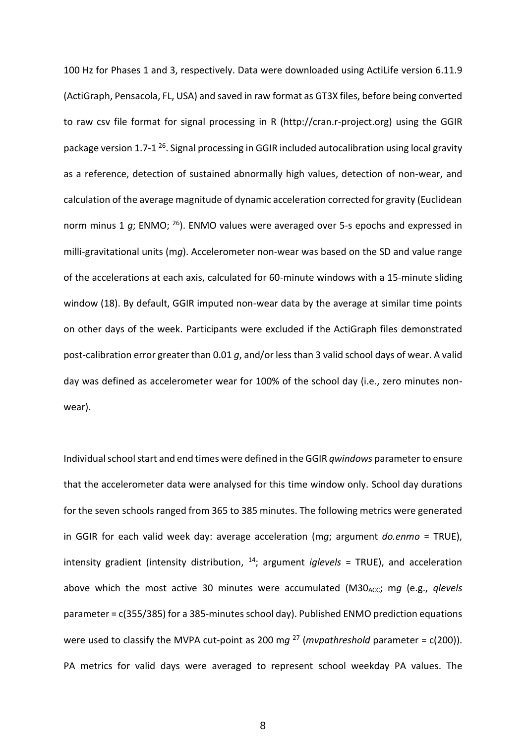100 Hz for Phases 1 and 3, respectively. Data were downloaded using ActiLife version 6.11.9 (ActiGraph, Pensacola, FL, USA) and saved in raw format as GT3X files, before being converted to raw csv file format for signal processing in R (http://cran.r-project.org) using the GGIR package version 1.7-1 [26]. Signal processing in GGIR included autocalibration using local gravity as a reference, detection of sustained abnormally high values, detection of non-wear, and calculation of the average magnitude of dynamic acceleration corrected for gravity (Euclidean norm minus 1 *g*; ENMO; [26]). ENMO values were averaged over 5-s epochs and expressed in milli-gravitational units (m*g*). Accelerometer non-wear was based on the SD and value range of the accelerations at each axis, calculated for 60-minute windows with a 15-minute sliding window (18). By default, GGIR imputed non-wear data by the average at similar time points on other days of the week. Participants were excluded if the ActiGraph files demonstrated post-calibration error greater than 0.01 *g*, and/or less than 3 valid school days of wear. A valid day was defined as accelerometer wear for 100% of the school day (i.e., zero minutes non-wear).

Individual school start and end times were defined in the GGIR *qwindows* parameter to ensure that the accelerometer data were analysed for this time window only. School day durations for the seven schools ranged from 365 to 385 minutes. The following metrics were generated in GGIR for each valid week day: average acceleration (m*g*; argument *do.enmo* = TRUE), intensity gradient (intensity distribution, [14]; argument *iglevels* = TRUE), and acceleration above which the most active 30 minutes were accumulated ($M30_{ACC}$; m*g* (e.g., *qlevels* parameter = c(355/385) for a 385-minutes school day). Published ENMO prediction equations were used to classify the MVPA cut-point as 200 m*g* [27] (*mvpathreshold* parameter = c(200)). PA metrics for valid days were averaged to represent school weekday PA values. The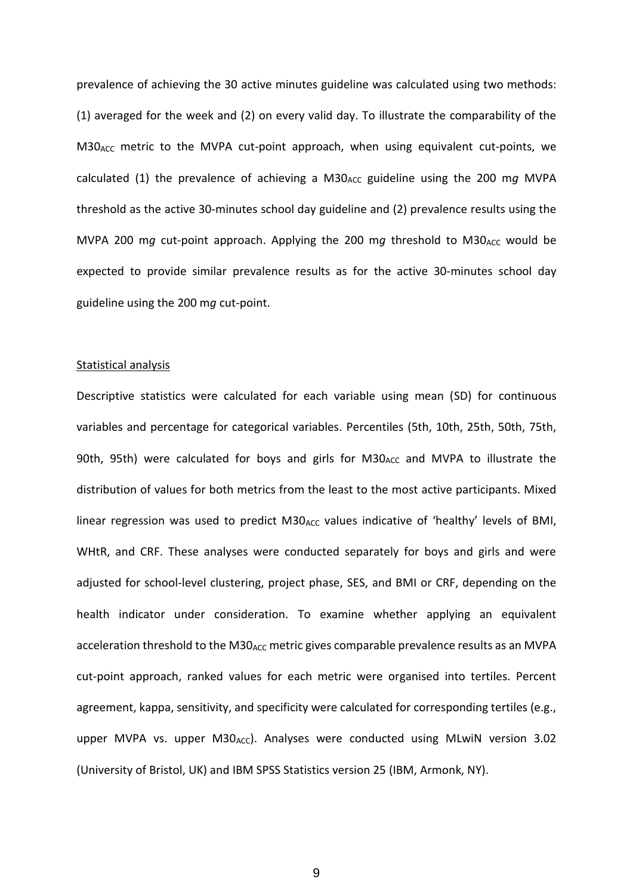prevalence of achieving the 30 active minutes guideline was calculated using two methods: (1) averaged for the week and (2) on every valid day. To illustrate the comparability of the $M30_{ACC}$ metric to the MVPA cut-point approach, when using equivalent cut-points, we calculated (1) the prevalence of achieving a $M30_{ACC}$ guideline using the 200 m*g* MVPA threshold as the active 30-minutes school day guideline and (2) prevalence results using the MVPA 200 m*g* cut-point approach. Applying the 200 m*g* threshold to $M30_{ACC}$ would be expected to provide similar prevalence results as for the active 30-minutes school day guideline using the 200 m*g* cut-point.

### Statistical analysis

Descriptive statistics were calculated for each variable using mean (SD) for continuous variables and percentage for categorical variables. Percentiles (5th, 10th, 25th, 50th, 75th, 90th, 95th) were calculated for boys and girls for $M30_{ACC}$ and MVPA to illustrate the distribution of values for both metrics from the least to the most active participants. Mixed linear regression was used to predict $M30_{ACC}$ values indicative of 'healthy' levels of BMI, WHtR, and CRF. These analyses were conducted separately for boys and girls and were adjusted for school-level clustering, project phase, SES, and BMI or CRF, depending on the health indicator under consideration. To examine whether applying an equivalent acceleration threshold to the $M30_{ACC}$ metric gives comparable prevalence results as an MVPA cut-point approach, ranked values for each metric were organised into tertiles. Percent agreement, kappa, sensitivity, and specificity were calculated for corresponding tertiles (e.g., upper MVPA vs. upper $M30_{ACC}$). Analyses were conducted using MLwiN version 3.02 (University of Bristol, UK) and IBM SPSS Statistics version 25 (IBM, Armonk, NY).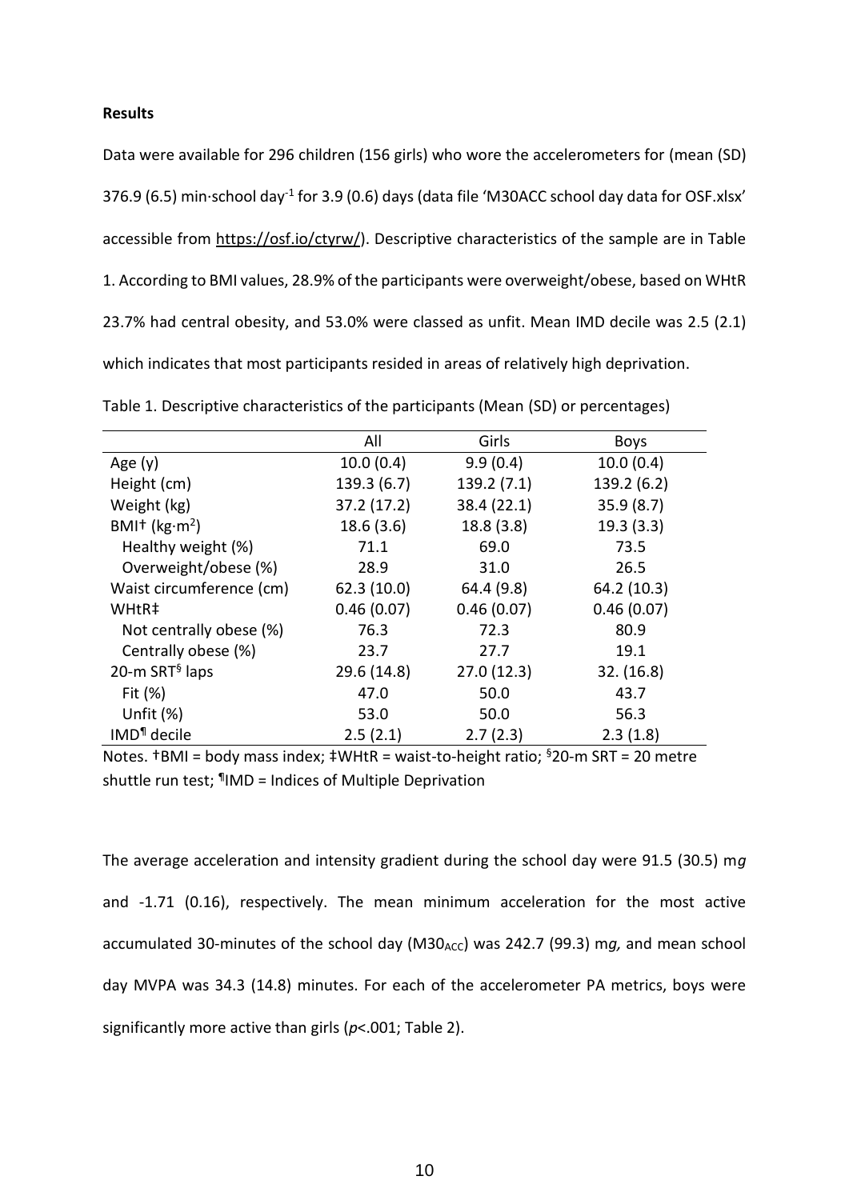**Results**

Data were available for 296 children (156 girls) who wore the accelerometers for (mean (SD) 376.9 (6.5) min·school day$^{-1}$ for 3.9 (0.6) days (data file 'M30ACC school day data for OSF.xlsx' accessible from https://osf.io/ctyrw/). Descriptive characteristics of the sample are in Table 1. According to BMI values, 28.9% of the participants were overweight/obese, based on WHtR 23.7% had central obesity, and 53.0% were classed as unfit. Mean IMD decile was 2.5 (2.1) which indicates that most participants resided in areas of relatively high deprivation.

Table 1. Descriptive characteristics of the participants (Mean (SD) or percentages)

| | All | Girls | Boys |
|---|---|---|---|
| Age (y) | 10.0 (0.4) | 9.9 (0.4) | 10.0 (0.4) |
| Height (cm) | 139.3 (6.7) | 139.2 (7.1) | 139.2 (6.2) |
| Weight (kg) | 37.2 (17.2) | 38.4 (22.1) | 35.9 (8.7) |
| BMI† (kg·m$^2$) | 18.6 (3.6) | 18.8 (3.8) | 19.3 (3.3) |
| Healthy weight (%) | 71.1 | 69.0 | 73.5 |
| Overweight/obese (%) | 28.9 | 31.0 | 26.5 |
| Waist circumference (cm) | 62.3 (10.0) | 64.4 (9.8) | 64.2 (10.3) |
| WHtR‡ | 0.46 (0.07) | 0.46 (0.07) | 0.46 (0.07) |
| Not centrally obese (%) | 76.3 | 72.3 | 80.9 |
| Centrally obese (%) | 23.7 | 27.7 | 19.1 |
| 20-m SRT§ laps | 29.6 (14.8) | 27.0 (12.3) | 32. (16.8) |
| Fit (%) | 47.0 | 50.0 | 43.7 |
| Unfit (%) | 53.0 | 50.0 | 56.3 |
| IMD¶ decile | 2.5 (2.1) | 2.7 (2.3) | 2.3 (1.8) |

Notes. †BMI = body mass index; ‡WHtR = waist-to-height ratio; §20-m SRT = 20 metre shuttle run test; ¶IMD = Indices of Multiple Deprivation

The average acceleration and intensity gradient during the school day were 91.5 (30.5) m*g* and -1.71 (0.16), respectively. The mean minimum acceleration for the most active accumulated 30-minutes of the school day ($M30_{ACC}$) was 242.7 (99.3) m*g*, and mean school day MVPA was 34.3 (14.8) minutes. For each of the accelerometer PA metrics, boys were significantly more active than girls ($p$<.001; Table 2).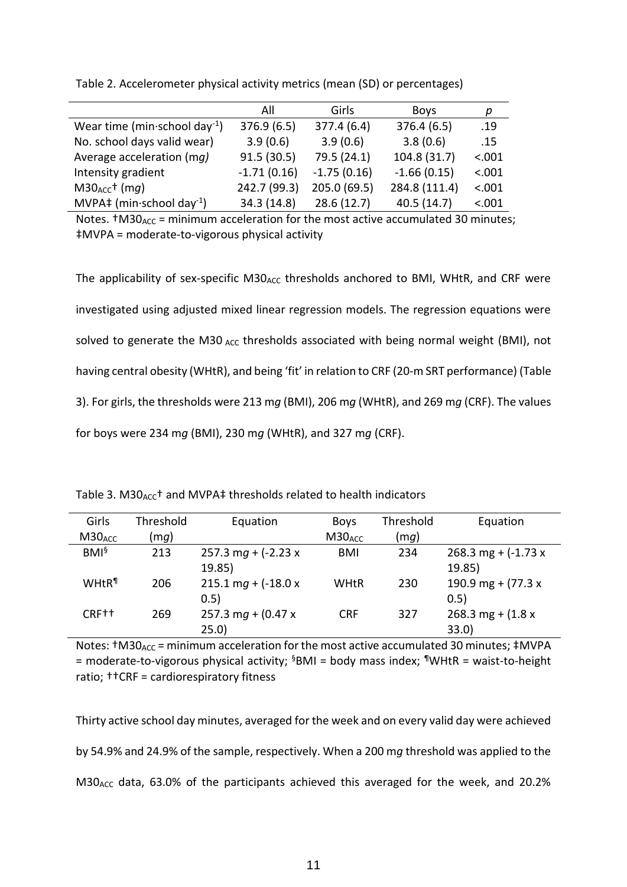Table 2. Accelerometer physical activity metrics (mean (SD) or percentages)

| | All | Girls | Boys | *p* |
|---|---|---|---|---|
| Wear time (min·school day$^{-1}$) | 376.9 (6.5) | 377.4 (6.4) | 376.4 (6.5) | .19 |
| No. school days valid wear) | 3.9 (0.6) | 3.9 (0.6) | 3.8 (0.6) | .15 |
| Average acceleration (m*g)* | 91.5 (30.5) | 79.5 (24.1) | 104.8 (31.7) | <.001 |
| Intensity gradient | -1.71 (0.16) | -1.75 (0.16) | -1.66 (0.15) | <.001 |
| $M30_{ACC}$† (m*g*) | 242.7 (99.3) | 205.0 (69.5) | 284.8 (111.4) | <.001 |
| MVPA‡ (min·school day$^{-1}$) | 34.3 (14.8) | 28.6 (12.7) | 40.5 (14.7) | <.001 |

Notes. †$M30_{ACC}$ = minimum acceleration for the most active accumulated 30 minutes; ‡MVPA = moderate-to-vigorous physical activity

The applicability of sex-specific $M30_{ACC}$ thresholds anchored to BMI, WHtR, and CRF were investigated using adjusted mixed linear regression models. The regression equations were solved to generate the $M30_{ACC}$ thresholds associated with being normal weight (BMI), not having central obesity (WHtR), and being 'fit' in relation to CRF (20-m SRT performance) (Table 3). For girls, the thresholds were 213 m*g* (BMI), 206 m*g* (WHtR), and 269 m*g* (CRF). The values for boys were 234 m*g* (BMI), 230 m*g* (WHtR), and 327 m*g* (CRF).

Table 3. $M30_{ACC}$† and MVPA‡ thresholds related to health indicators

| Girls $M30_{ACC}$ | Threshold (m*g*) | Equation | Boys $M30_{ACC}$ | Threshold (m*g*) | Equation |
|---|---|---|---|---|---|
| BMI§ | 213 | 257.3 m*g* + (-2.23 x 19.85) | BMI | 234 | 268.3 mg + (-1.73 x 19.85) |
| WHtR¶ | 206 | 215.1 m*g* + (-18.0 x 0.5) | WHtR | 230 | 190.9 mg + (77.3 x 0.5) |
| CRF†† | 269 | 257.3 m*g* + (0.47 x 25.0) | CRF | 327 | 268.3 mg + (1.8 x 33.0) |

Notes: †$M30_{ACC}$ = minimum acceleration for the most active accumulated 30 minutes; ‡MVPA = moderate-to-vigorous physical activity; §BMI = body mass index; ¶WHtR = waist-to-height ratio; ††CRF = cardiorespiratory fitness

Thirty active school day minutes, averaged for the week and on every valid day were achieved by 54.9% and 24.9% of the sample, respectively. When a 200 m*g* threshold was applied to the $M30_{ACC}$ data, 63.0% of the participants achieved this averaged for the week, and 20.2%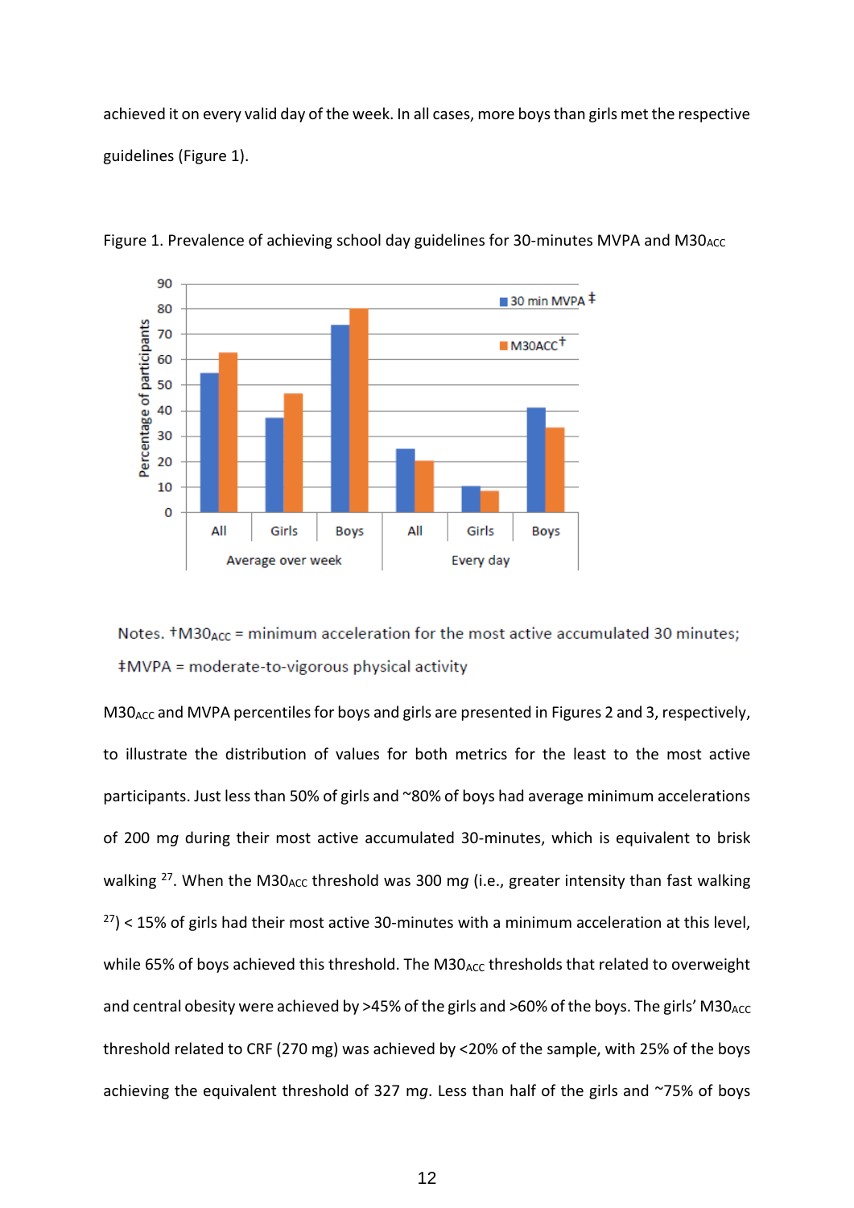achieved it on every valid day of the week. In all cases, more boys than girls met the respective guidelines (Figure 1).

Figure 1. Prevalence of achieving school day guidelines for 30-minutes MVPA and $M30_{ACC}$

Notes. †$M30_{ACC}$ = minimum acceleration for the most active accumulated 30 minutes; ‡MVPA = moderate-to-vigorous physical activity

$M30_{ACC}$ and MVPA percentiles for boys and girls are presented in Figures 2 and 3, respectively, to illustrate the distribution of values for both metrics for the least to the most active participants. Just less than 50% of girls and ~80% of boys had average minimum accelerations of 200 m*g* during their most active accumulated 30-minutes, which is equivalent to brisk walking [27]. When the $M30_{ACC}$ threshold was 300 m*g* (i.e., greater intensity than fast walking [27]) < 15% of girls had their most active 30-minutes with a minimum acceleration at this level, while 65% of boys achieved this threshold. The $M30_{ACC}$ thresholds that related to overweight and central obesity were achieved by >45% of the girls and >60% of the boys. The girls' $M30_{ACC}$ threshold related to CRF (270 mg) was achieved by <20% of the sample, with 25% of the boys achieving the equivalent threshold of 327 m*g*. Less than half of the girls and ~75% of boys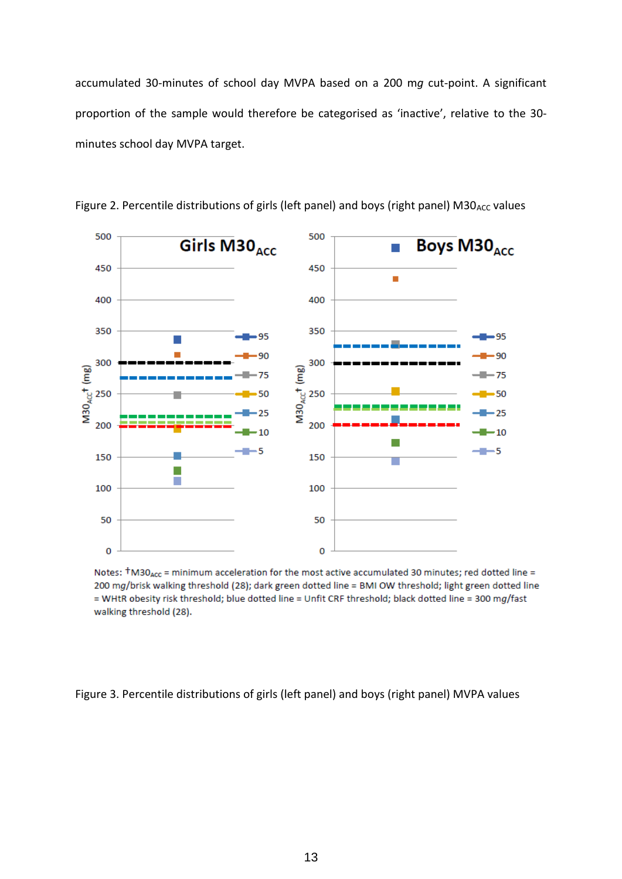accumulated 30-minutes of school day MVPA based on a 200 m*g* cut-point. A significant proportion of the sample would therefore be categorised as 'inactive', relative to the 30-minutes school day MVPA target.

Figure 2. Percentile distributions of girls (left panel) and boys (right panel) $M30_{ACC}$ values

Notes: †$M30_{ACC}$ = minimum acceleration for the most active accumulated 30 minutes; red dotted line = 200 m*g*/brisk walking threshold (28); dark green dotted line = BMI OW threshold; light green dotted line = WHtR obesity risk threshold; blue dotted line = Unfit CRF threshold; black dotted line = 300 m*g*/fast walking threshold (28).

Figure 3. Percentile distributions of girls (left panel) and boys (right panel) MVPA values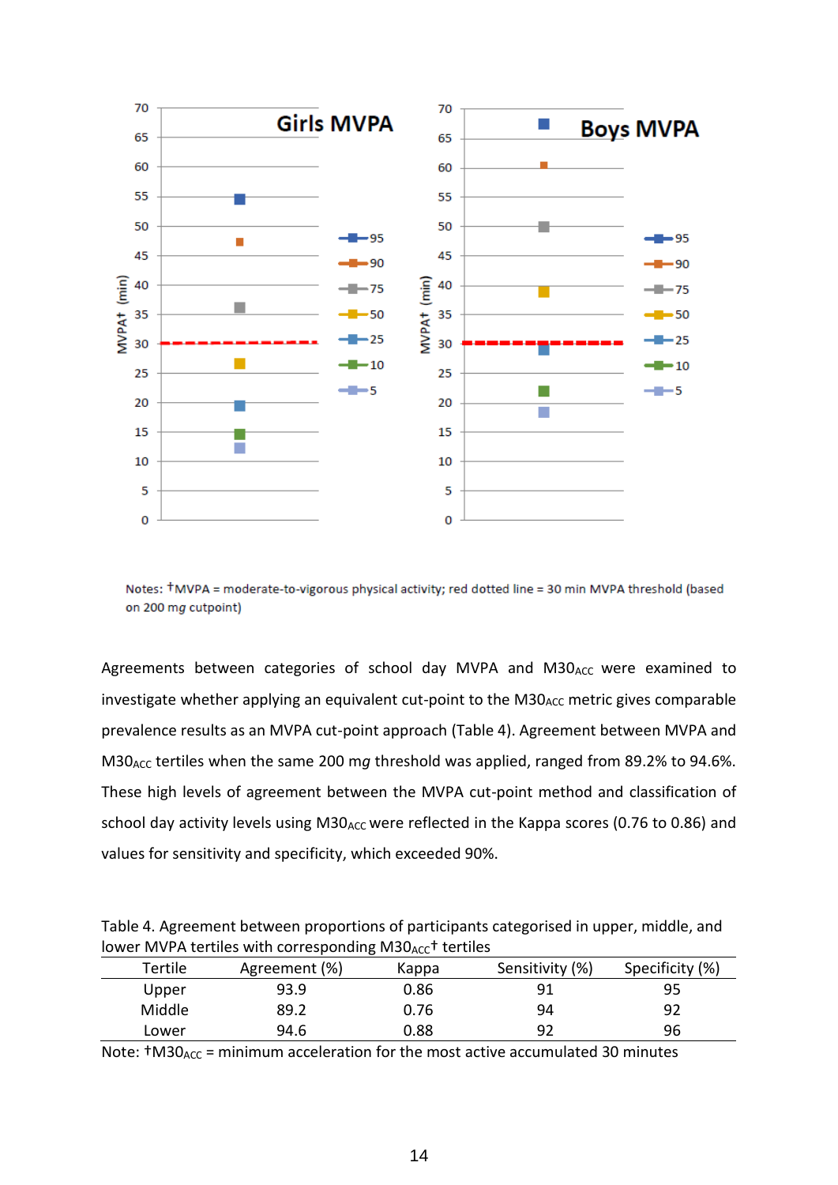Notes: †MVPA = moderate-to-vigorous physical activity; red dotted line = 30 min MVPA threshold (based on 200 *mg* cutpoint)

Agreements between categories of school day MVPA and $M30_{ACC}$ were examined to investigate whether applying an equivalent cut-point to the $M30_{ACC}$ metric gives comparable prevalence results as an MVPA cut-point approach (Table 4). Agreement between MVPA and $M30_{ACC}$ tertiles when the same 200 *mg* threshold was applied, ranged from 89.2% to 94.6%. These high levels of agreement between the MVPA cut-point method and classification of school day activity levels using $M30_{ACC}$ were reflected in the Kappa scores (0.76 to 0.86) and values for sensitivity and specificity, which exceeded 90%.

Table 4. Agreement between proportions of participants categorised in upper, middle, and lower MVPA tertiles with corresponding $M30_{ACC}$† tertiles

| Tertile | Agreement (%) | Kappa | Sensitivity (%) | Specificity (%) |
|---|---|---|---|---|
| Upper | 93.9 | 0.86 | 91 | 95 |
| Middle | 89.2 | 0.76 | 94 | 92 |
| Lower | 94.6 | 0.88 | 92 | 96 |

Note: †$M30_{ACC}$ = minimum acceleration for the most active accumulated 30 minutes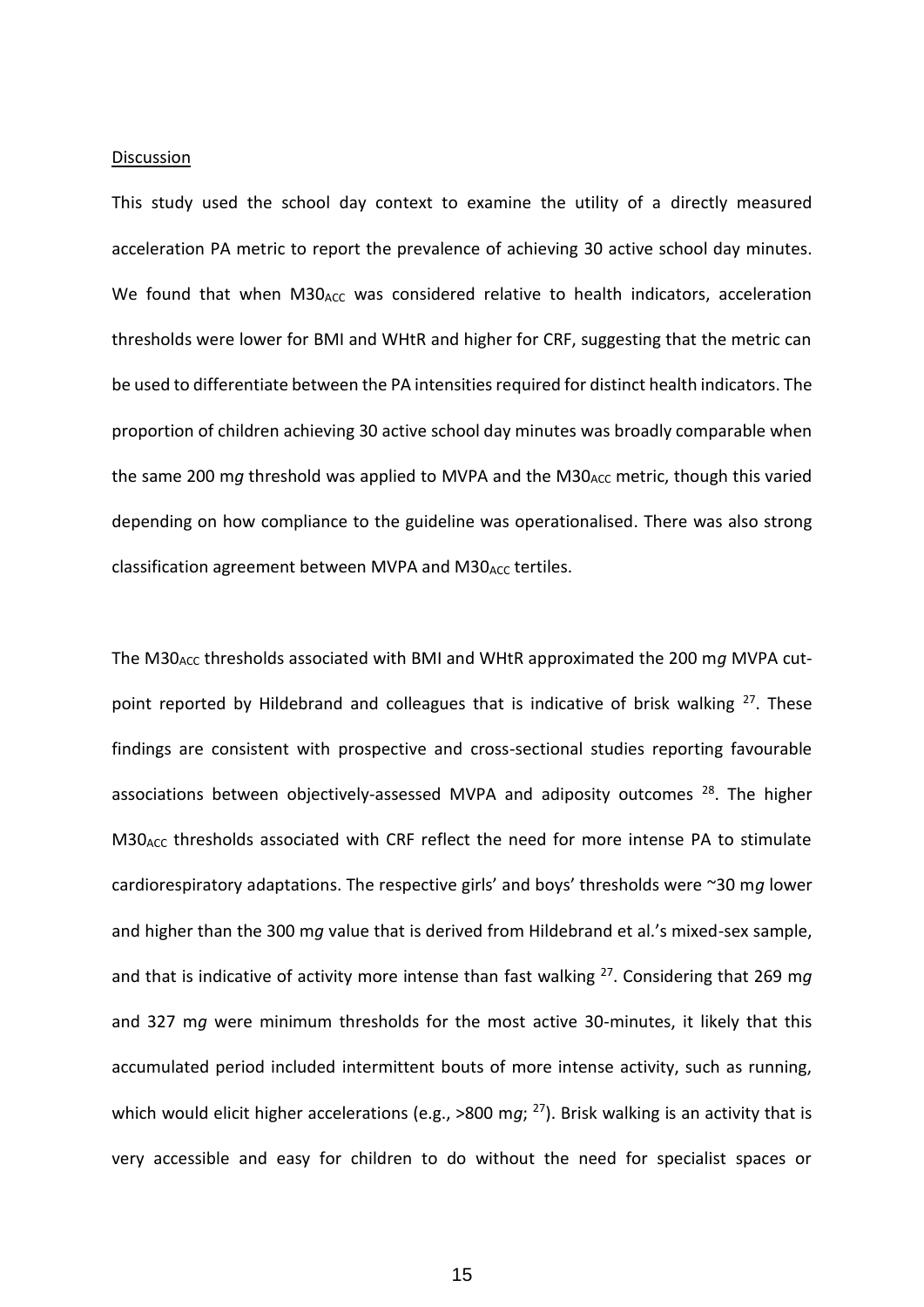## Discussion

This study used the school day context to examine the utility of a directly measured acceleration PA metric to report the prevalence of achieving 30 active school day minutes. We found that when $M30_{ACC}$ was considered relative to health indicators, acceleration thresholds were lower for BMI and WHtR and higher for CRF, suggesting that the metric can be used to differentiate between the PA intensities required for distinct health indicators. The proportion of children achieving 30 active school day minutes was broadly comparable when the same 200 m*g* threshold was applied to MVPA and the $M30_{ACC}$ metric, though this varied depending on how compliance to the guideline was operationalised. There was also strong classification agreement between MVPA and $M30_{ACC}$ tertiles.

The $M30_{ACC}$ thresholds associated with BMI and WHtR approximated the 200 m*g* MVPA cut-point reported by Hildebrand and colleagues that is indicative of brisk walking [27]. These findings are consistent with prospective and cross-sectional studies reporting favourable associations between objectively-assessed MVPA and adiposity outcomes [28]. The higher $M30_{ACC}$ thresholds associated with CRF reflect the need for more intense PA to stimulate cardiorespiratory adaptations. The respective girls' and boys' thresholds were ~30 m*g* lower and higher than the 300 m*g* value that is derived from Hildebrand et al.'s mixed-sex sample, and that is indicative of activity more intense than fast walking [27]. Considering that 269 m*g* and 327 m*g* were minimum thresholds for the most active 30-minutes, it likely that this accumulated period included intermittent bouts of more intense activity, such as running, which would elicit higher accelerations (e.g., >800 m*g*; [27]). Brisk walking is an activity that is very accessible and easy for children to do without the need for specialist spaces or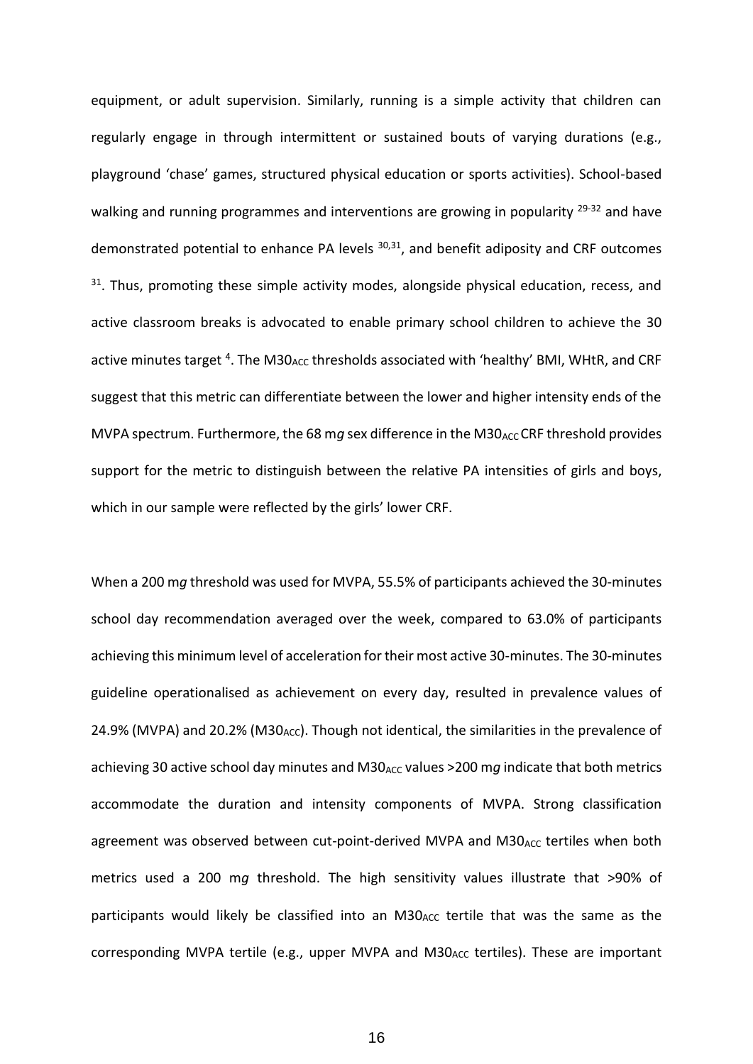equipment, or adult supervision. Similarly, running is a simple activity that children can regularly engage in through intermittent or sustained bouts of varying durations (e.g., playground 'chase' games, structured physical education or sports activities). School-based walking and running programmes and interventions are growing in popularity [29-32] and have demonstrated potential to enhance PA levels [30,31], and benefit adiposity and CRF outcomes [31]. Thus, promoting these simple activity modes, alongside physical education, recess, and active classroom breaks is advocated to enable primary school children to achieve the 30 active minutes target [4]. The $M30_{ACC}$ thresholds associated with 'healthy' BMI, WHtR, and CRF suggest that this metric can differentiate between the lower and higher intensity ends of the MVPA spectrum. Furthermore, the 68 m*g* sex difference in the $M30_{ACC}$ CRF threshold provides support for the metric to distinguish between the relative PA intensities of girls and boys, which in our sample were reflected by the girls' lower CRF.

When a 200 m*g* threshold was used for MVPA, 55.5% of participants achieved the 30-minutes school day recommendation averaged over the week, compared to 63.0% of participants achieving this minimum level of acceleration for their most active 30-minutes. The 30-minutes guideline operationalised as achievement on every day, resulted in prevalence values of 24.9% (MVPA) and 20.2% ($M30_{ACC}$). Though not identical, the similarities in the prevalence of achieving 30 active school day minutes and $M30_{ACC}$ values >200 m*g* indicate that both metrics accommodate the duration and intensity components of MVPA. Strong classification agreement was observed between cut-point-derived MVPA and $M30_{ACC}$ tertiles when both metrics used a 200 m*g* threshold. The high sensitivity values illustrate that >90% of participants would likely be classified into an $M30_{ACC}$ tertile that was the same as the corresponding MVPA tertile (e.g., upper MVPA and $M30_{ACC}$ tertiles). These are important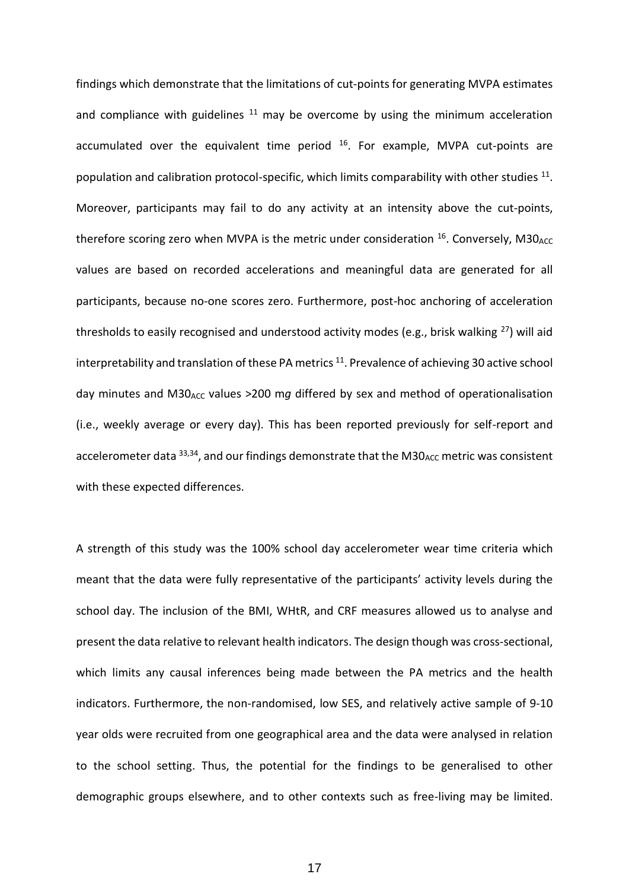findings which demonstrate that the limitations of cut-points for generating MVPA estimates and compliance with guidelines [11] may be overcome by using the minimum acceleration accumulated over the equivalent time period [16]. For example, MVPA cut-points are population and calibration protocol-specific, which limits comparability with other studies [11]. Moreover, participants may fail to do any activity at an intensity above the cut-points, therefore scoring zero when MVPA is the metric under consideration [16]. Conversely, $M30_{ACC}$ values are based on recorded accelerations and meaningful data are generated for all participants, because no-one scores zero. Furthermore, post-hoc anchoring of acceleration thresholds to easily recognised and understood activity modes (e.g., brisk walking [27]) will aid interpretability and translation of these PA metrics [11]. Prevalence of achieving 30 active school day minutes and $M30_{ACC}$ values >200 m*g* differed by sex and method of operationalisation (i.e., weekly average or every day). This has been reported previously for self-report and accelerometer data [33,34], and our findings demonstrate that the $M30_{ACC}$ metric was consistent with these expected differences.

A strength of this study was the 100% school day accelerometer wear time criteria which meant that the data were fully representative of the participants' activity levels during the school day. The inclusion of the BMI, WHtR, and CRF measures allowed us to analyse and present the data relative to relevant health indicators. The design though was cross-sectional, which limits any causal inferences being made between the PA metrics and the health indicators. Furthermore, the non-randomised, low SES, and relatively active sample of 9-10 year olds were recruited from one geographical area and the data were analysed in relation to the school setting. Thus, the potential for the findings to be generalised to other demographic groups elsewhere, and to other contexts such as free-living may be limited.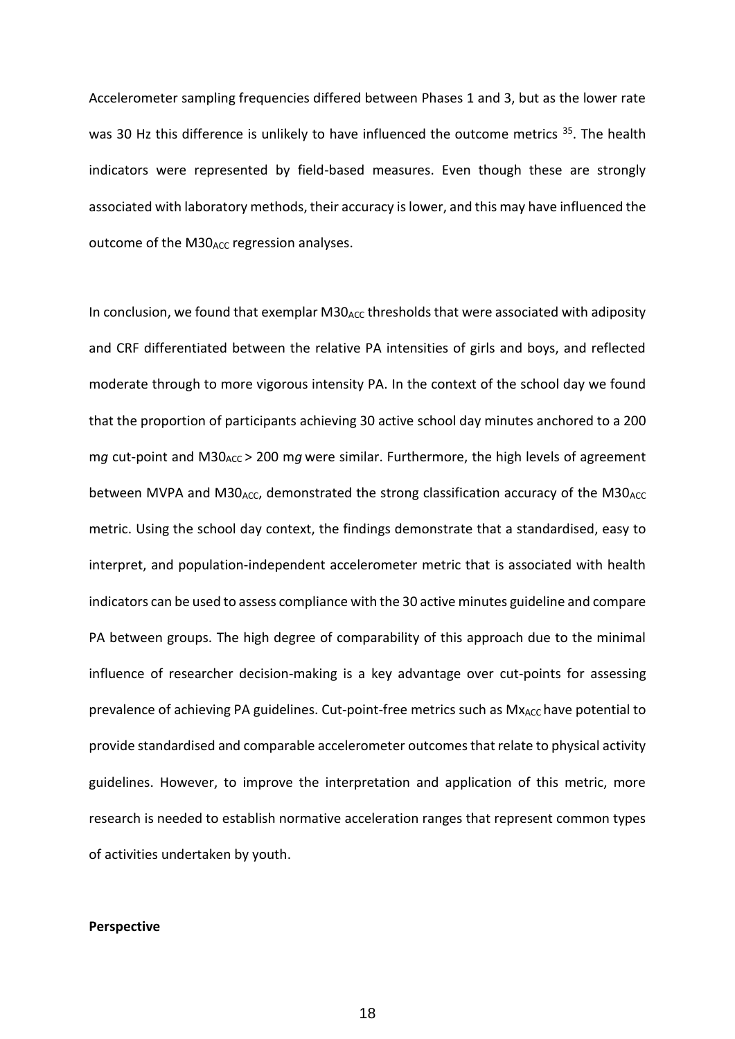Accelerometer sampling frequencies differed between Phases 1 and 3, but as the lower rate was 30 Hz this difference is unlikely to have influenced the outcome metrics [35]. The health indicators were represented by field-based measures. Even though these are strongly associated with laboratory methods, their accuracy is lower, and this may have influenced the outcome of the $M30_{ACC}$ regression analyses.

In conclusion, we found that exemplar $M30_{ACC}$ thresholds that were associated with adiposity and CRF differentiated between the relative PA intensities of girls and boys, and reflected moderate through to more vigorous intensity PA. In the context of the school day we found that the proportion of participants achieving 30 active school day minutes anchored to a 200 m*g* cut-point and $M30_{ACC}$ > 200 m*g* were similar. Furthermore, the high levels of agreement between MVPA and $M30_{ACC}$, demonstrated the strong classification accuracy of the $M30_{ACC}$ metric. Using the school day context, the findings demonstrate that a standardised, easy to interpret, and population-independent accelerometer metric that is associated with health indicators can be used to assess compliance with the 30 active minutes guideline and compare PA between groups. The high degree of comparability of this approach due to the minimal influence of researcher decision-making is a key advantage over cut-points for assessing prevalence of achieving PA guidelines. Cut-point-free metrics such as $Mx_{ACC}$ have potential to provide standardised and comparable accelerometer outcomes that relate to physical activity guidelines. However, to improve the interpretation and application of this metric, more research is needed to establish normative acceleration ranges that represent common types of activities undertaken by youth.

**Perspective**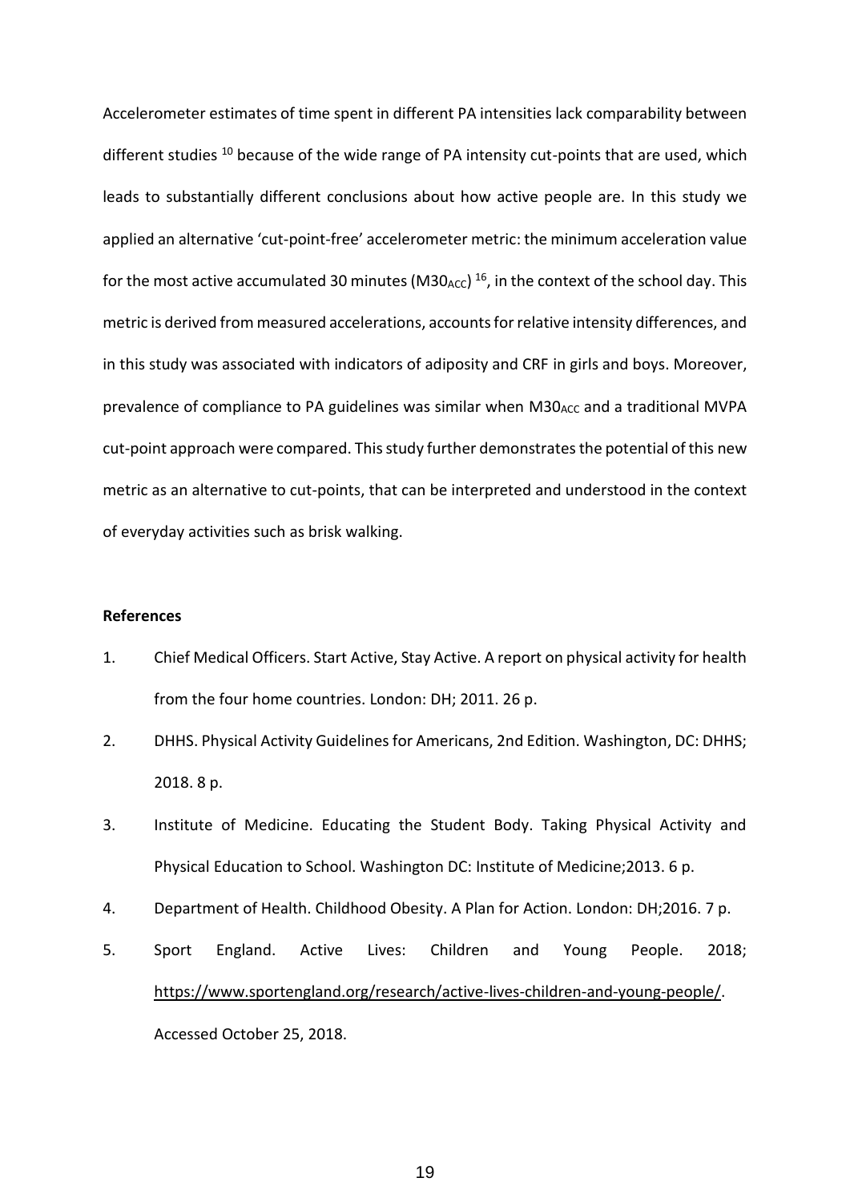Accelerometer estimates of time spent in different PA intensities lack comparability between different studies [10] because of the wide range of PA intensity cut-points that are used, which leads to substantially different conclusions about how active people are. In this study we applied an alternative 'cut-point-free' accelerometer metric: the minimum acceleration value for the most active accumulated 30 minutes ($M30_{ACC}$) [16], in the context of the school day. This metric is derived from measured accelerations, accounts for relative intensity differences, and in this study was associated with indicators of adiposity and CRF in girls and boys. Moreover, prevalence of compliance to PA guidelines was similar when $M30_{ACC}$ and a traditional MVPA cut-point approach were compared. This study further demonstrates the potential of this new metric as an alternative to cut-points, that can be interpreted and understood in the context of everyday activities such as brisk walking.

**References**

1. Chief Medical Officers. Start Active, Stay Active. A report on physical activity for health from the four home countries. London: DH; 2011. 26 p.
2. DHHS. Physical Activity Guidelines for Americans, 2nd Edition. Washington, DC: DHHS; 2018. 8 p.
3. Institute of Medicine. Educating the Student Body. Taking Physical Activity and Physical Education to School. Washington DC: Institute of Medicine;2013. 6 p.
4. Department of Health. Childhood Obesity. A Plan for Action. London: DH;2016. 7 p.
5. Sport England. Active Lives: Children and Young People. 2018; https://www.sportengland.org/research/active-lives-children-and-young-people/. Accessed October 25, 2018.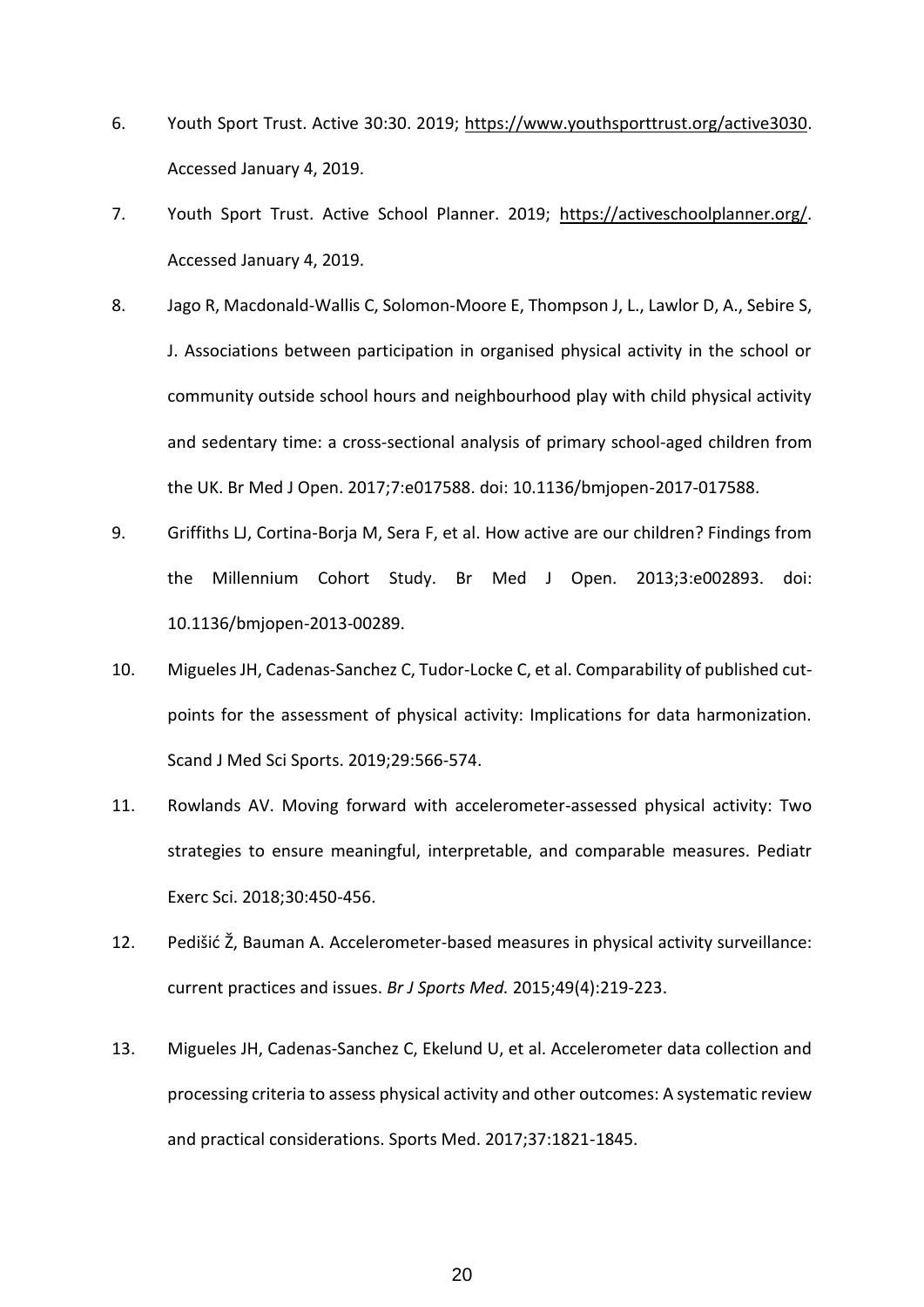6. Youth Sport Trust. Active 30:30. 2019; https://www.youthsporttrust.org/active3030. Accessed January 4, 2019.
7. Youth Sport Trust. Active School Planner. 2019; https://activeschoolplanner.org/. Accessed January 4, 2019.
8. Jago R, Macdonald-Wallis C, Solomon-Moore E, Thompson J, L., Lawlor D, A., Sebire S, J. Associations between participation in organised physical activity in the school or community outside school hours and neighbourhood play with child physical activity and sedentary time: a cross-sectional analysis of primary school-aged children from the UK. Br Med J Open. 2017;7:e017588. doi: 10.1136/bmjopen-2017-017588.
9. Griffiths LJ, Cortina-Borja M, Sera F, et al. How active are our children? Findings from the Millennium Cohort Study. Br Med J Open. 2013;3:e002893. doi: 10.1136/bmjopen-2013-00289.
10. Migueles JH, Cadenas-Sanchez C, Tudor-Locke C, et al. Comparability of published cut-points for the assessment of physical activity: Implications for data harmonization. Scand J Med Sci Sports. 2019;29:566-574.
11. Rowlands AV. Moving forward with accelerometer-assessed physical activity: Two strategies to ensure meaningful, interpretable, and comparable measures. Pediatr Exerc Sci. 2018;30:450-456.
12. Pedišić Ž, Bauman A. Accelerometer-based measures in physical activity surveillance: current practices and issues. *Br J Sports Med.* 2015;49(4):219-223.
13. Migueles JH, Cadenas-Sanchez C, Ekelund U, et al. Accelerometer data collection and processing criteria to assess physical activity and other outcomes: A systematic review and practical considerations. Sports Med. 2017;37:1821-1845.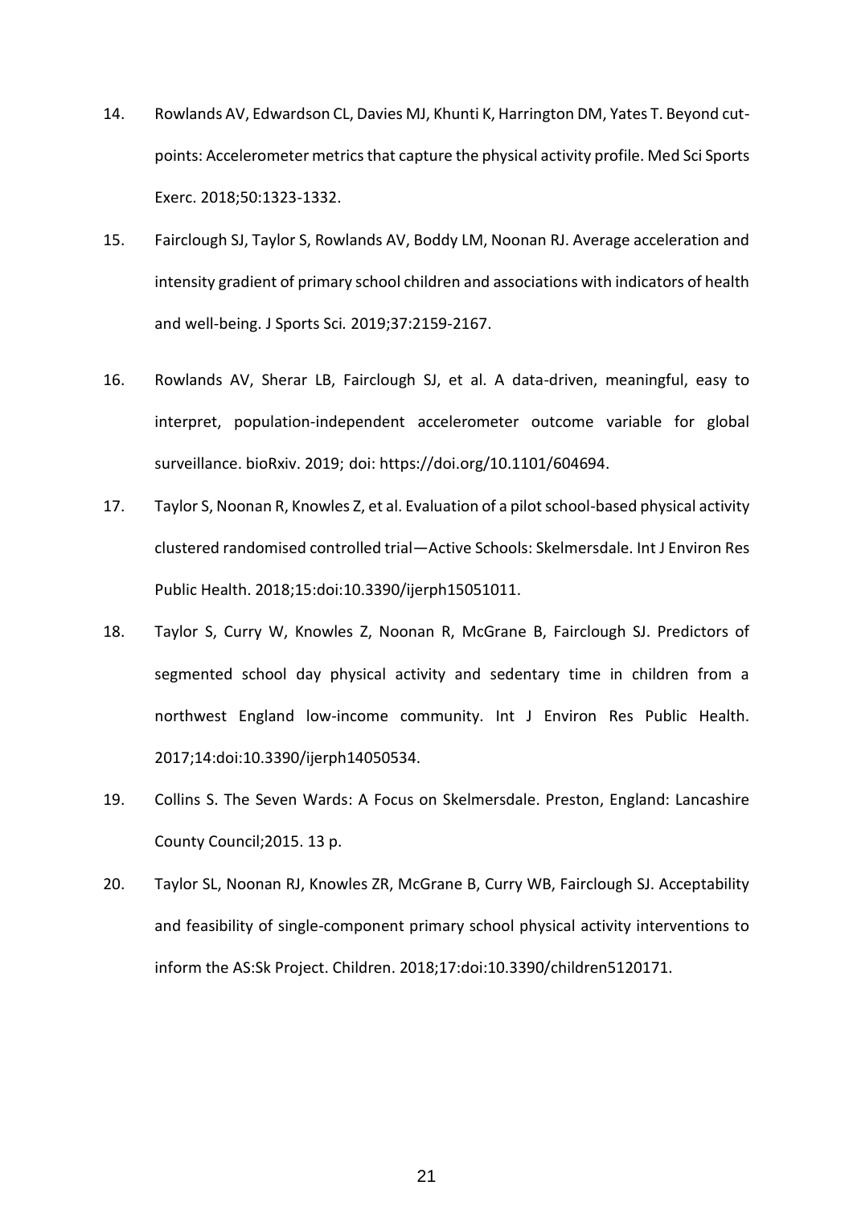14. Rowlands AV, Edwardson CL, Davies MJ, Khunti K, Harrington DM, Yates T. Beyond cut-points: Accelerometer metrics that capture the physical activity profile. Med Sci Sports Exerc. 2018;50:1323-1332.

15. Fairclough SJ, Taylor S, Rowlands AV, Boddy LM, Noonan RJ. Average acceleration and intensity gradient of primary school children and associations with indicators of health and well-being. J Sports Sci. 2019;37:2159-2167.

16. Rowlands AV, Sherar LB, Fairclough SJ, et al. A data-driven, meaningful, easy to interpret, population-independent accelerometer outcome variable for global surveillance. bioRxiv. 2019; doi: https://doi.org/10.1101/604694.

17. Taylor S, Noonan R, Knowles Z, et al. Evaluation of a pilot school-based physical activity clustered randomised controlled trial—Active Schools: Skelmersdale. Int J Environ Res Public Health. 2018;15:doi:10.3390/ijerph15051011.

18. Taylor S, Curry W, Knowles Z, Noonan R, McGrane B, Fairclough SJ. Predictors of segmented school day physical activity and sedentary time in children from a northwest England low-income community. Int J Environ Res Public Health. 2017;14:doi:10.3390/ijerph14050534.

19. Collins S. The Seven Wards: A Focus on Skelmersdale. Preston, England: Lancashire County Council;2015. 13 p.

20. Taylor SL, Noonan RJ, Knowles ZR, McGrane B, Curry WB, Fairclough SJ. Acceptability and feasibility of single-component primary school physical activity interventions to inform the AS:Sk Project. Children. 2018;17:doi:10.3390/children5120171.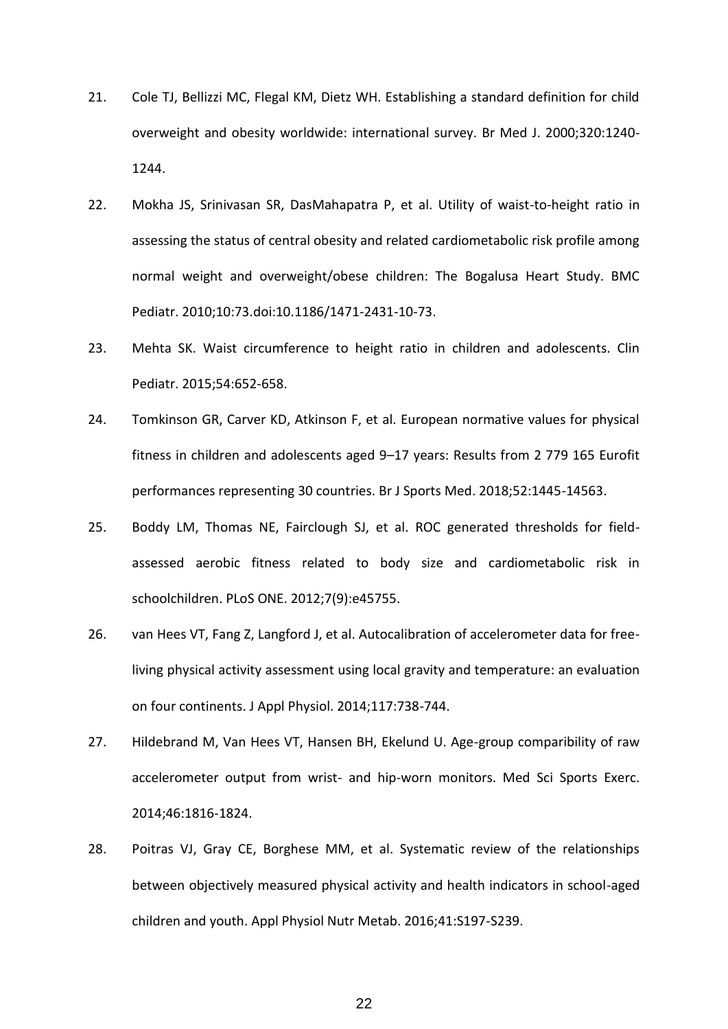21. Cole TJ, Bellizzi MC, Flegal KM, Dietz WH. Establishing a standard definition for child overweight and obesity worldwide: international survey. Br Med J. 2000;320:1240-1244.

22. Mokha JS, Srinivasan SR, DasMahapatra P, et al. Utility of waist-to-height ratio in assessing the status of central obesity and related cardiometabolic risk profile among normal weight and overweight/obese children: The Bogalusa Heart Study. BMC Pediatr. 2010;10:73.doi:10.1186/1471-2431-10-73.

23. Mehta SK. Waist circumference to height ratio in children and adolescents. Clin Pediatr. 2015;54:652-658.

24. Tomkinson GR, Carver KD, Atkinson F, et al. European normative values for physical fitness in children and adolescents aged 9–17 years: Results from 2 779 165 Eurofit performances representing 30 countries. Br J Sports Med. 2018;52:1445-14563.

25. Boddy LM, Thomas NE, Fairclough SJ, et al. ROC generated thresholds for field-assessed aerobic fitness related to body size and cardiometabolic risk in schoolchildren. PLoS ONE. 2012;7(9):e45755.

26. van Hees VT, Fang Z, Langford J, et al. Autocalibration of accelerometer data for free-living physical activity assessment using local gravity and temperature: an evaluation on four continents. J Appl Physiol. 2014;117:738-744.

27. Hildebrand M, Van Hees VT, Hansen BH, Ekelund U. Age-group comparibility of raw accelerometer output from wrist- and hip-worn monitors. Med Sci Sports Exerc. 2014;46:1816-1824.

28. Poitras VJ, Gray CE, Borghese MM, et al. Systematic review of the relationships between objectively measured physical activity and health indicators in school-aged children and youth. Appl Physiol Nutr Metab. 2016;41:S197-S239.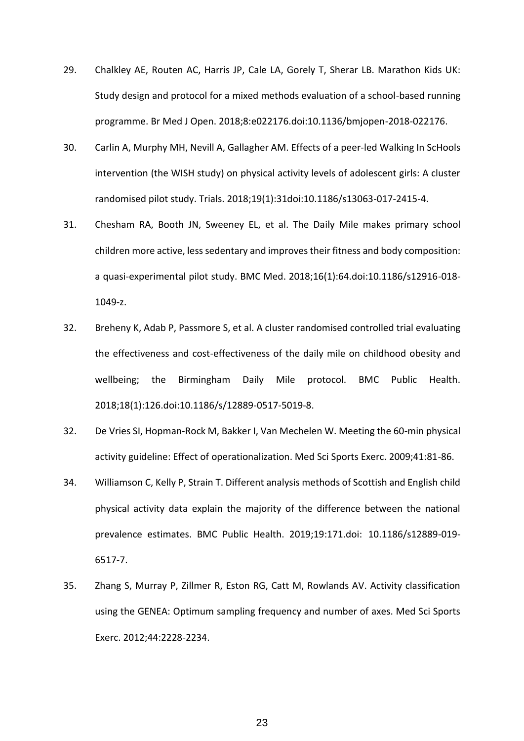29. Chalkley AE, Routen AC, Harris JP, Cale LA, Gorely T, Sherar LB. Marathon Kids UK: Study design and protocol for a mixed methods evaluation of a school-based running programme. Br Med J Open. 2018;8:e022176.doi:10.1136/bmjopen-2018-022176.

30. Carlin A, Murphy MH, Nevill A, Gallagher AM. Effects of a peer-led Walking In ScHools intervention (the WISH study) on physical activity levels of adolescent girls: A cluster randomised pilot study. Trials. 2018;19(1):31doi:10.1186/s13063-017-2415-4.

31. Chesham RA, Booth JN, Sweeney EL, et al. The Daily Mile makes primary school children more active, less sedentary and improves their fitness and body composition: a quasi-experimental pilot study. BMC Med. 2018;16(1):64.doi:10.1186/s12916-018-1049-z.

32. Breheny K, Adab P, Passmore S, et al. A cluster randomised controlled trial evaluating the effectiveness and cost-effectiveness of the daily mile on childhood obesity and wellbeing; the Birmingham Daily Mile protocol. BMC Public Health. 2018;18(1):126.doi:10.1186/s/12889-0517-5019-8.

32. De Vries SI, Hopman-Rock M, Bakker I, Van Mechelen W. Meeting the 60-min physical activity guideline: Effect of operationalization. Med Sci Sports Exerc. 2009;41:81-86.

34. Williamson C, Kelly P, Strain T. Different analysis methods of Scottish and English child physical activity data explain the majority of the difference between the national prevalence estimates. BMC Public Health. 2019;19:171.doi: 10.1186/s12889-019-6517-7.

35. Zhang S, Murray P, Zillmer R, Eston RG, Catt M, Rowlands AV. Activity classification using the GENEA: Optimum sampling frequency and number of axes. Med Sci Sports Exerc. 2012;44:2228-2234.